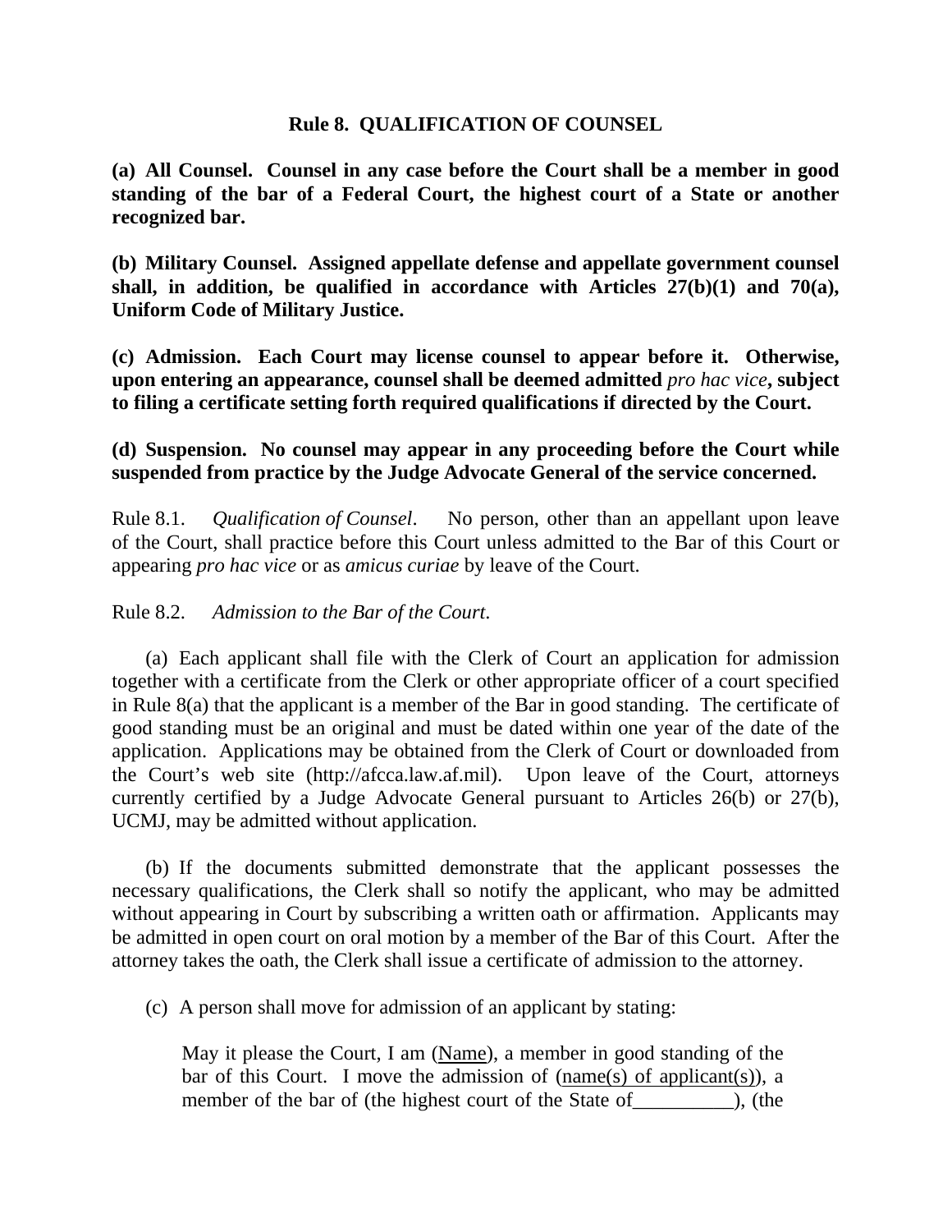## Rule 8. QUALIFICATION OF COUNSEL

**(a) All Counsel. Counsel in any case before the Court shall be a member in good standing of the bar of a Federal Court, the highest court of a State or another recognized bar.**

**(b) Military Counsel. Assigned appellate defense and appellate government counsel shall, in addition, be qualified in accordance with Articles 27(b)(1) and 70(a), Uniform Code of Military Justice.**

**(c) Admission. Each Court may license counsel to appear before it. Otherwise, upon entering an appearance, counsel shall be deemed admitted *pro hac vice*, subject to filing a certificate setting forth required qualifications if directed by the Court.**

**(d) Suspension. No counsel may appear in any proceeding before the Court while suspended from practice by the Judge Advocate General of the service concerned.**

Rule 8.1. *Qualification of Counsel*. No person, other than an appellant upon leave of the Court, shall practice before this Court unless admitted to the Bar of this Court or appearing *pro hac vice* or as *amicus curiae* by leave of the Court.

Rule 8.2. *Admission to the Bar of the Court*.

(a) Each applicant shall file with the Clerk of Court an application for admission together with a certificate from the Clerk or other appropriate officer of a court specified in Rule 8(a) that the applicant is a member of the Bar in good standing. The certificate of good standing must be an original and must be dated within one year of the date of the application. Applications may be obtained from the Clerk of Court or downloaded from the Court's web site (http://afcca.law.af.mil). Upon leave of the Court, attorneys currently certified by a Judge Advocate General pursuant to Articles 26(b) or 27(b), UCMJ, may be admitted without application.

(b) If the documents submitted demonstrate that the applicant possesses the necessary qualifications, the Clerk shall so notify the applicant, who may be admitted without appearing in Court by subscribing a written oath or affirmation. Applicants may be admitted in open court on oral motion by a member of the Bar of this Court. After the attorney takes the oath, the Clerk shall issue a certificate of admission to the attorney.

(c) A person shall move for admission of an applicant by stating:

> May it please the Court, I am (Name), a member in good standing of the bar of this Court. I move the admission of (name(s) of applicant(s)), a member of the bar of (the highest court of the State of__________), (the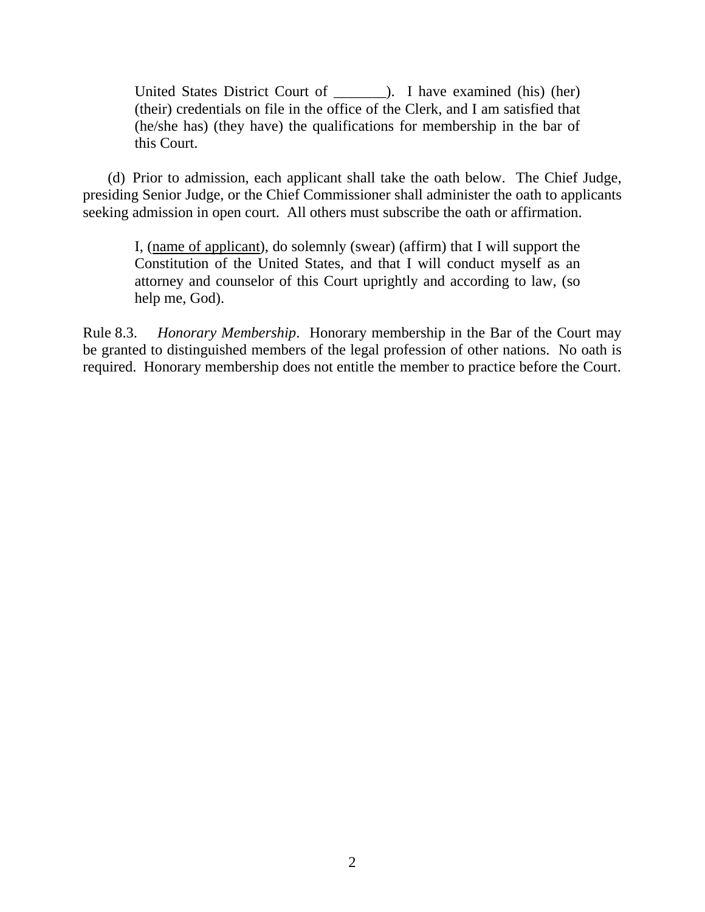> United States District Court of _______). I have examined (his) (her) (their) credentials on file in the office of the Clerk, and I am satisfied that (he/she has) (they have) the qualifications for membership in the bar of this Court.

(d) Prior to admission, each applicant shall take the oath below. The Chief Judge, presiding Senior Judge, or the Chief Commissioner shall administer the oath to applicants seeking admission in open court. All others must subscribe the oath or affirmation.

> I, (<u>name of applicant</u>), do solemnly (swear) (affirm) that I will support the Constitution of the United States, and that I will conduct myself as an attorney and counselor of this Court uprightly and according to law, (so help me, God).

Rule 8.3. *Honorary Membership*. Honorary membership in the Bar of the Court may be granted to distinguished members of the legal profession of other nations. No oath is required. Honorary membership does not entitle the member to practice before the Court.